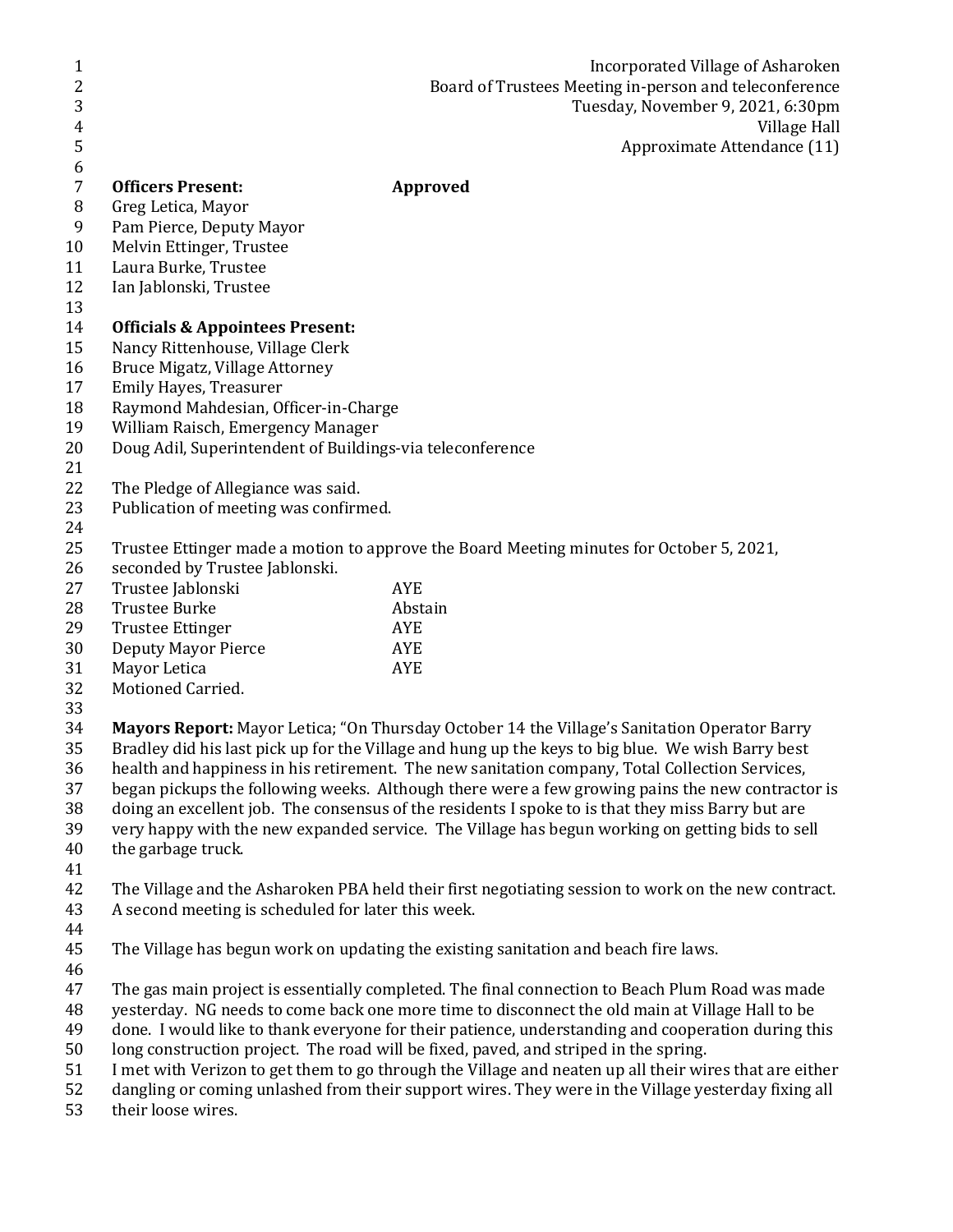Incorporated Village of Asharoken
Board of Trustees Meeting in-person and teleconference
Tuesday, November 9, 2021, 6:30pm
Village Hall
Approximate Attendance (11)

**Officers Present:** **Approved**

Greg Letica, Mayor
Pam Pierce, Deputy Mayor
Melvin Ettinger, Trustee
Laura Burke, Trustee
Ian Jablonski, Trustee

**Officials & Appointees Present:**

Nancy Rittenhouse, Village Clerk
Bruce Migatz, Village Attorney
Emily Hayes, Treasurer
Raymond Mahdesian, Officer-in-Charge
William Raisch, Emergency Manager
Doug Adil, Superintendent of Buildings-via teleconference

The Pledge of Allegiance was said.
Publication of meeting was confirmed.

Trustee Ettinger made a motion to approve the Board Meeting minutes for October 5, 2021, seconded by Trustee Jablonski.

| | |
|---|---|
| Trustee Jablonski | AYE |
| Trustee Burke | Abstain |
| Trustee Ettinger | AYE |
| Deputy Mayor Pierce | AYE |
| Mayor Letica | AYE |

Motioned Carried.

**Mayors Report:** Mayor Letica; "On Thursday October 14 the Village's Sanitation Operator Barry Bradley did his last pick up for the Village and hung up the keys to big blue. We wish Barry best health and happiness in his retirement. The new sanitation company, Total Collection Services, began pickups the following weeks. Although there were a few growing pains the new contractor is doing an excellent job. The consensus of the residents I spoke to is that they miss Barry but are very happy with the new expanded service. The Village has begun working on getting bids to sell the garbage truck.

The Village and the Asharoken PBA held their first negotiating session to work on the new contract. A second meeting is scheduled for later this week.

The Village has begun work on updating the existing sanitation and beach fire laws.

The gas main project is essentially completed. The final connection to Beach Plum Road was made yesterday. NG needs to come back one more time to disconnect the old main at Village Hall to be done. I would like to thank everyone for their patience, understanding and cooperation during this long construction project. The road will be fixed, paved, and striped in the spring.
I met with Verizon to get them to go through the Village and neaten up all their wires that are either dangling or coming unlashed from their support wires. They were in the Village yesterday fixing all their loose wires.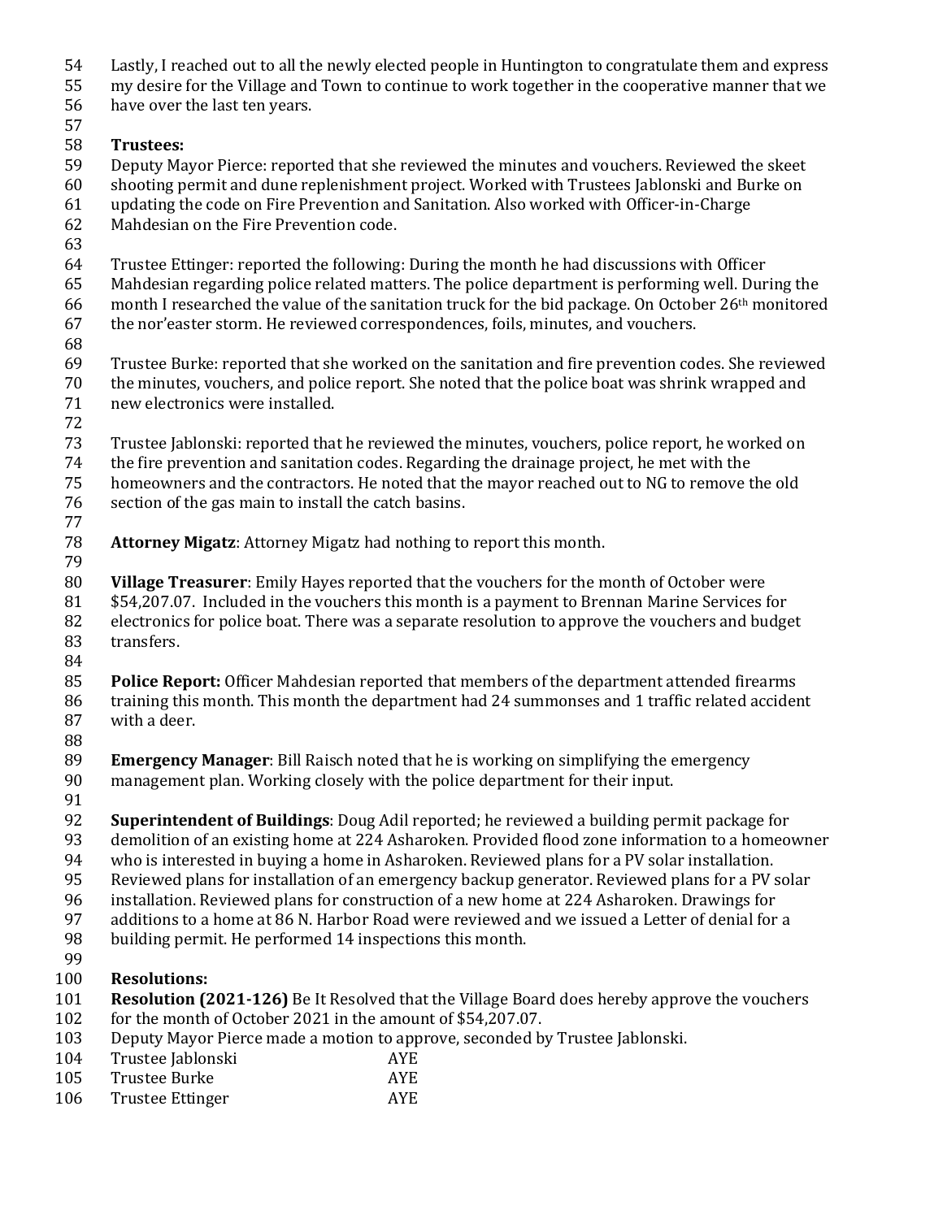Lastly, I reached out to all the newly elected people in Huntington to congratulate them and express my desire for the Village and Town to continue to work together in the cooperative manner that we have over the last ten years.

**Trustees:**

Deputy Mayor Pierce: reported that she reviewed the minutes and vouchers. Reviewed the skeet shooting permit and dune replenishment project. Worked with Trustees Jablonski and Burke on updating the code on Fire Prevention and Sanitation. Also worked with Officer-in-Charge Mahdesian on the Fire Prevention code.

Trustee Ettinger: reported the following: During the month he had discussions with Officer Mahdesian regarding police related matters. The police department is performing well. During the month I researched the value of the sanitation truck for the bid package. On October 26th monitored the nor'easter storm. He reviewed correspondences, foils, minutes, and vouchers.

Trustee Burke: reported that she worked on the sanitation and fire prevention codes. She reviewed the minutes, vouchers, and police report. She noted that the police boat was shrink wrapped and new electronics were installed.

Trustee Jablonski: reported that he reviewed the minutes, vouchers, police report, he worked on the fire prevention and sanitation codes. Regarding the drainage project, he met with the homeowners and the contractors. He noted that the mayor reached out to NG to remove the old section of the gas main to install the catch basins.

**Attorney Migatz**: Attorney Migatz had nothing to report this month.

**Village Treasurer**: Emily Hayes reported that the vouchers for the month of October were $54,207.07. Included in the vouchers this month is a payment to Brennan Marine Services for electronics for police boat. There was a separate resolution to approve the vouchers and budget transfers.

**Police Report:** Officer Mahdesian reported that members of the department attended firearms training this month. This month the department had 24 summonses and 1 traffic related accident with a deer.

**Emergency Manager**: Bill Raisch noted that he is working on simplifying the emergency management plan. Working closely with the police department for their input.

**Superintendent of Buildings**: Doug Adil reported; he reviewed a building permit package for demolition of an existing home at 224 Asharoken. Provided flood zone information to a homeowner who is interested in buying a home in Asharoken. Reviewed plans for a PV solar installation. Reviewed plans for installation of an emergency backup generator. Reviewed plans for a PV solar installation. Reviewed plans for construction of a new home at 224 Asharoken. Drawings for additions to a home at 86 N. Harbor Road were reviewed and we issued a Letter of denial for a building permit. He performed 14 inspections this month.

**Resolutions:**

**Resolution (2021-126)** Be It Resolved that the Village Board does hereby approve the vouchers for the month of October 2021 in the amount of $54,207.07.

Deputy Mayor Pierce made a motion to approve, seconded by Trustee Jablonski.

| | |
|---|---|
| Trustee Jablonski | AYE |
| Trustee Burke | AYE |
| Trustee Ettinger | AYE |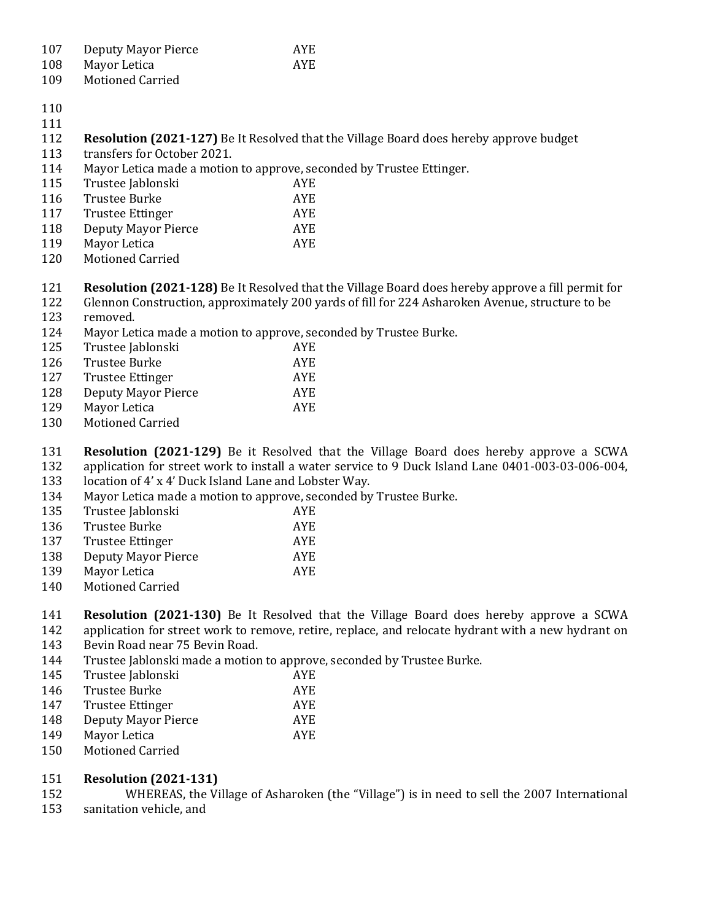Deputy Mayor Pierce AYE
Mayor Letica AYE
Motioned Carried

**Resolution (2021-127)** Be It Resolved that the Village Board does hereby approve budget transfers for October 2021.
Mayor Letica made a motion to approve, seconded by Trustee Ettinger.

| | |
|---|---|
| Trustee Jablonski | AYE |
| Trustee Burke | AYE |
| Trustee Ettinger | AYE |
| Deputy Mayor Pierce | AYE |
| Mayor Letica | AYE |

Motioned Carried

**Resolution (2021-128)** Be It Resolved that the Village Board does hereby approve a fill permit for Glennon Construction, approximately 200 yards of fill for 224 Asharoken Avenue, structure to be removed.
Mayor Letica made a motion to approve, seconded by Trustee Burke.

| | |
|---|---|
| Trustee Jablonski | AYE |
| Trustee Burke | AYE |
| Trustee Ettinger | AYE |
| Deputy Mayor Pierce | AYE |
| Mayor Letica | AYE |

Motioned Carried

**Resolution (2021-129)** Be it Resolved that the Village Board does hereby approve a SCWA application for street work to install a water service to 9 Duck Island Lane 0401-003-03-006-004, location of 4' x 4' Duck Island Lane and Lobster Way.
Mayor Letica made a motion to approve, seconded by Trustee Burke.

| | |
|---|---|
| Trustee Jablonski | AYE |
| Trustee Burke | AYE |
| Trustee Ettinger | AYE |
| Deputy Mayor Pierce | AYE |
| Mayor Letica | AYE |

Motioned Carried

**Resolution (2021-130)** Be It Resolved that the Village Board does hereby approve a SCWA application for street work to remove, retire, replace, and relocate hydrant with a new hydrant on Bevin Road near 75 Bevin Road.
Trustee Jablonski made a motion to approve, seconded by Trustee Burke.

| | |
|---|---|
| Trustee Jablonski | AYE |
| Trustee Burke | AYE |
| Trustee Ettinger | AYE |
| Deputy Mayor Pierce | AYE |
| Mayor Letica | AYE |

Motioned Carried

**Resolution (2021-131)**

WHEREAS, the Village of Asharoken (the "Village") is in need to sell the 2007 International sanitation vehicle, and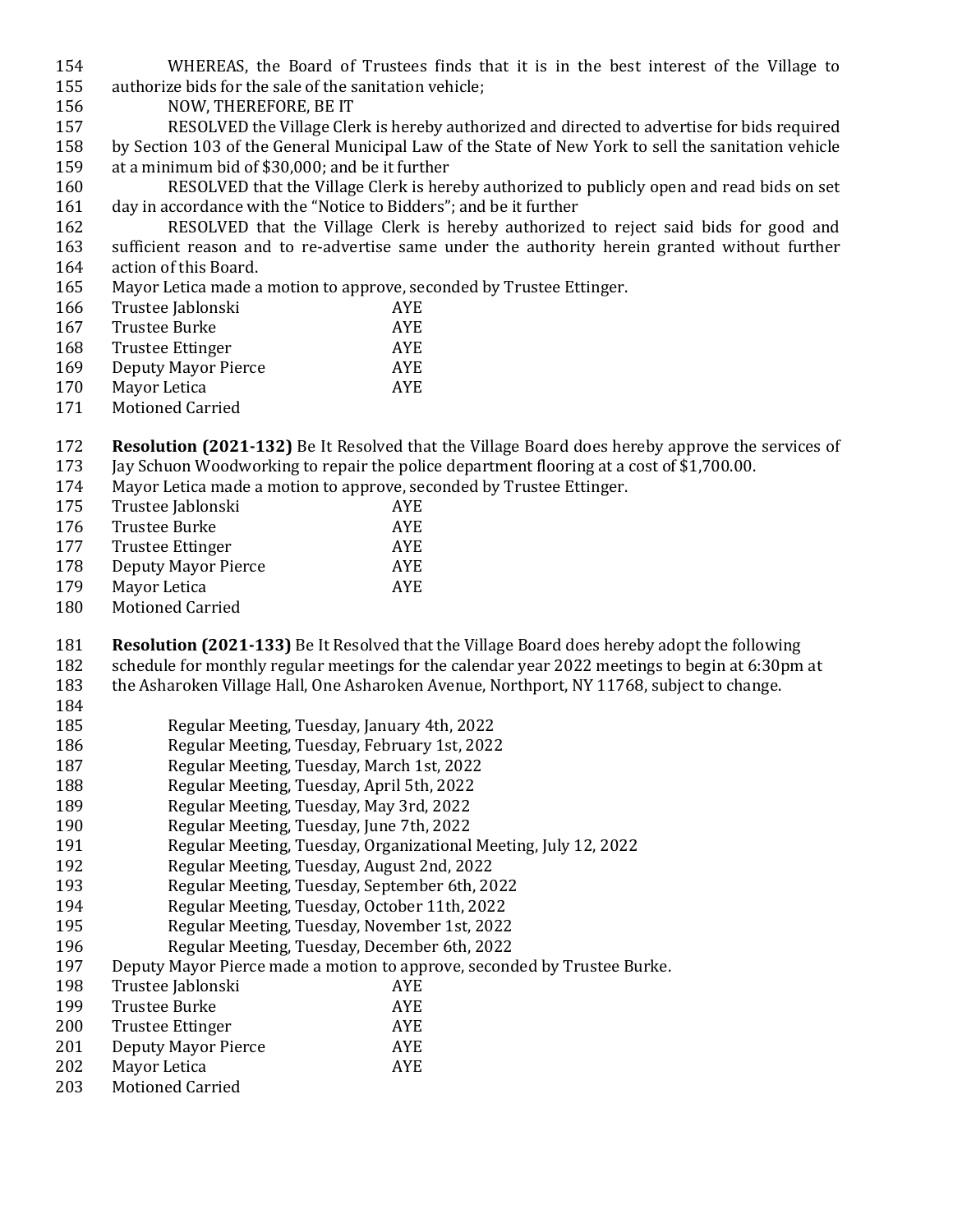WHEREAS, the Board of Trustees finds that it is in the best interest of the Village to authorize bids for the sale of the sanitation vehicle;

NOW, THEREFORE, BE IT

RESOLVED the Village Clerk is hereby authorized and directed to advertise for bids required by Section 103 of the General Municipal Law of the State of New York to sell the sanitation vehicle at a minimum bid of $30,000; and be it further

RESOLVED that the Village Clerk is hereby authorized to publicly open and read bids on set day in accordance with the "Notice to Bidders"; and be it further

RESOLVED that the Village Clerk is hereby authorized to reject said bids for good and sufficient reason and to re-advertise same under the authority herein granted without further action of this Board.

Mayor Letica made a motion to approve, seconded by Trustee Ettinger.

| | |
|---|---|
| Trustee Jablonski | AYE |
| Trustee Burke | AYE |
| Trustee Ettinger | AYE |
| Deputy Mayor Pierce | AYE |
| Mayor Letica | AYE |

Motioned Carried

**Resolution (2021-132)** Be It Resolved that the Village Board does hereby approve the services of Jay Schuon Woodworking to repair the police department flooring at a cost of $1,700.00.

Mayor Letica made a motion to approve, seconded by Trustee Ettinger.

| | |
|---|---|
| Trustee Jablonski | AYE |
| Trustee Burke | AYE |
| Trustee Ettinger | AYE |
| Deputy Mayor Pierce | AYE |
| Mayor Letica | AYE |

Motioned Carried

**Resolution (2021-133)** Be It Resolved that the Village Board does hereby adopt the following schedule for monthly regular meetings for the calendar year 2022 meetings to begin at 6:30pm at the Asharoken Village Hall, One Asharoken Avenue, Northport, NY 11768, subject to change.

Regular Meeting, Tuesday, January 4th, 2022
Regular Meeting, Tuesday, February 1st, 2022
Regular Meeting, Tuesday, March 1st, 2022
Regular Meeting, Tuesday, April 5th, 2022
Regular Meeting, Tuesday, May 3rd, 2022
Regular Meeting, Tuesday, June 7th, 2022
Regular Meeting, Tuesday, Organizational Meeting, July 12, 2022
Regular Meeting, Tuesday, August 2nd, 2022
Regular Meeting, Tuesday, September 6th, 2022
Regular Meeting, Tuesday, October 11th, 2022
Regular Meeting, Tuesday, November 1st, 2022
Regular Meeting, Tuesday, December 6th, 2022

Deputy Mayor Pierce made a motion to approve, seconded by Trustee Burke.

| | |
|---|---|
| Trustee Jablonski | AYE |
| Trustee Burke | AYE |
| Trustee Ettinger | AYE |
| Deputy Mayor Pierce | AYE |
| Mayor Letica | AYE |

Motioned Carried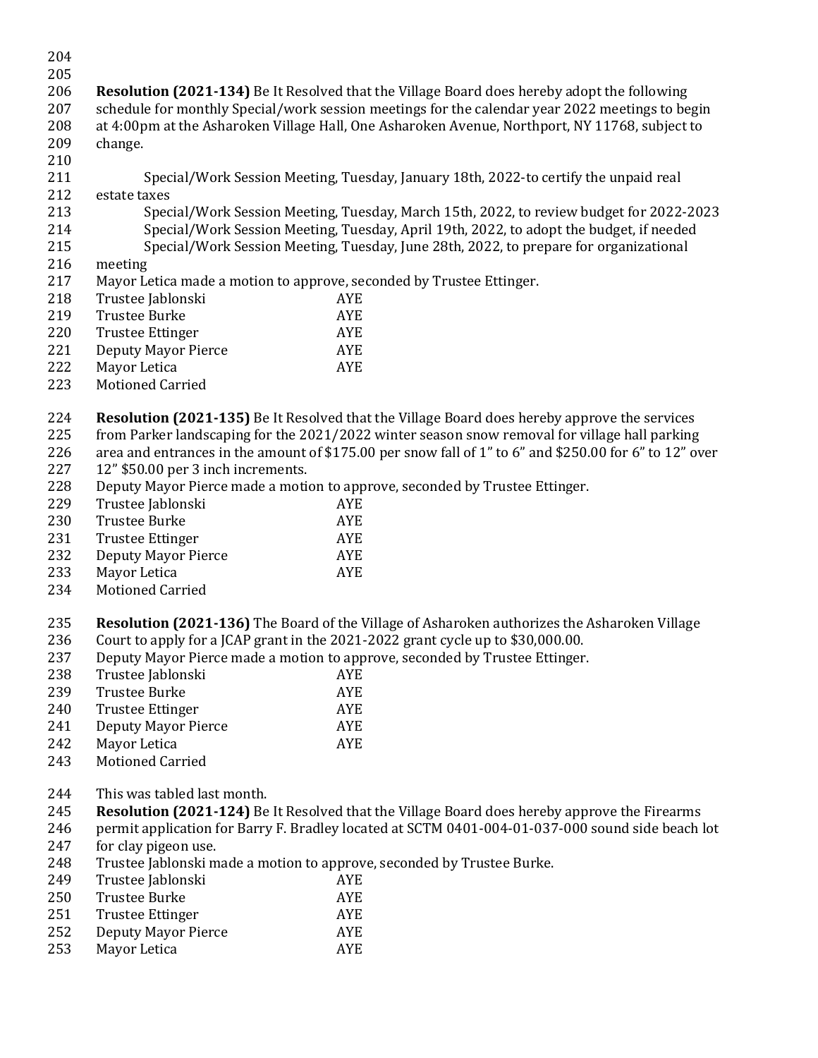**Resolution (2021-134)** Be It Resolved that the Village Board does hereby adopt the following schedule for monthly Special/work session meetings for the calendar year 2022 meetings to begin at 4:00pm at the Asharoken Village Hall, One Asharoken Avenue, Northport, NY 11768, subject to change.

Special/Work Session Meeting, Tuesday, January 18th, 2022-to certify the unpaid real estate taxes
Special/Work Session Meeting, Tuesday, March 15th, 2022, to review budget for 2022-2023
Special/Work Session Meeting, Tuesday, April 19th, 2022, to adopt the budget, if needed
Special/Work Session Meeting, Tuesday, June 28th, 2022, to prepare for organizational meeting

Mayor Letica made a motion to approve, seconded by Trustee Ettinger.

| | |
|---|---|
| Trustee Jablonski | AYE |
| Trustee Burke | AYE |
| Trustee Ettinger | AYE |
| Deputy Mayor Pierce | AYE |
| Mayor Letica | AYE |

Motioned Carried

**Resolution (2021-135)** Be It Resolved that the Village Board does hereby approve the services from Parker landscaping for the 2021/2022 winter season snow removal for village hall parking area and entrances in the amount of $175.00 per snow fall of 1" to 6" and $250.00 for 6" to 12" over 12" $50.00 per 3 inch increments.

Deputy Mayor Pierce made a motion to approve, seconded by Trustee Ettinger.

| | |
|---|---|
| Trustee Jablonski | AYE |
| Trustee Burke | AYE |
| Trustee Ettinger | AYE |
| Deputy Mayor Pierce | AYE |
| Mayor Letica | AYE |

Motioned Carried

**Resolution (2021-136)** The Board of the Village of Asharoken authorizes the Asharoken Village Court to apply for a JCAP grant in the 2021-2022 grant cycle up to $30,000.00.

Deputy Mayor Pierce made a motion to approve, seconded by Trustee Ettinger.

| | |
|---|---|
| Trustee Jablonski | AYE |
| Trustee Burke | AYE |
| Trustee Ettinger | AYE |
| Deputy Mayor Pierce | AYE |
| Mayor Letica | AYE |

Motioned Carried

This was tabled last month.

**Resolution (2021-124)** Be It Resolved that the Village Board does hereby approve the Firearms permit application for Barry F. Bradley located at SCTM 0401-004-01-037-000 sound side beach lot for clay pigeon use.

Trustee Jablonski made a motion to approve, seconded by Trustee Burke.

| | |
|---|---|
| Trustee Jablonski | AYE |
| Trustee Burke | AYE |
| Trustee Ettinger | AYE |
| Deputy Mayor Pierce | AYE |
| Mayor Letica | AYE |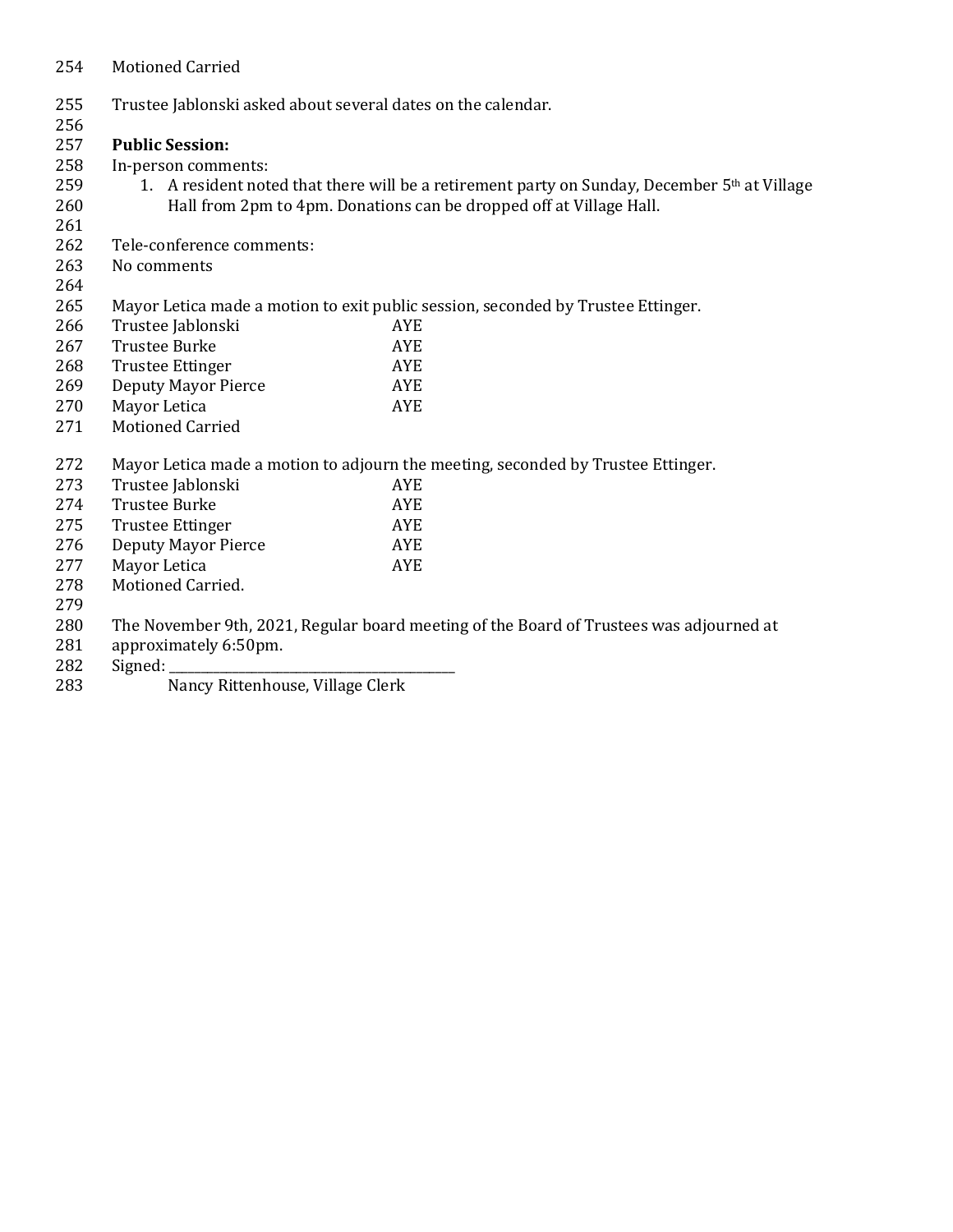Motioned Carried

Trustee Jablonski asked about several dates on the calendar.

**Public Session:**

In-person comments:

1. A resident noted that there will be a retirement party on Sunday, December 5th at Village Hall from 2pm to 4pm. Donations can be dropped off at Village Hall.

Tele-conference comments:

No comments

Mayor Letica made a motion to exit public session, seconded by Trustee Ettinger.

| | |
|---|---|
| Trustee Jablonski | AYE |
| Trustee Burke | AYE |
| Trustee Ettinger | AYE |
| Deputy Mayor Pierce | AYE |
| Mayor Letica | AYE |

Motioned Carried

Mayor Letica made a motion to adjourn the meeting, seconded by Trustee Ettinger.

| | |
|---|---|
| Trustee Jablonski | AYE |
| Trustee Burke | AYE |
| Trustee Ettinger | AYE |
| Deputy Mayor Pierce | AYE |
| Mayor Letica | AYE |

Motioned Carried.

The November 9th, 2021, Regular board meeting of the Board of Trustees was adjourned at approximately 6:50pm.

Signed: ________________________________

Nancy Rittenhouse, Village Clerk